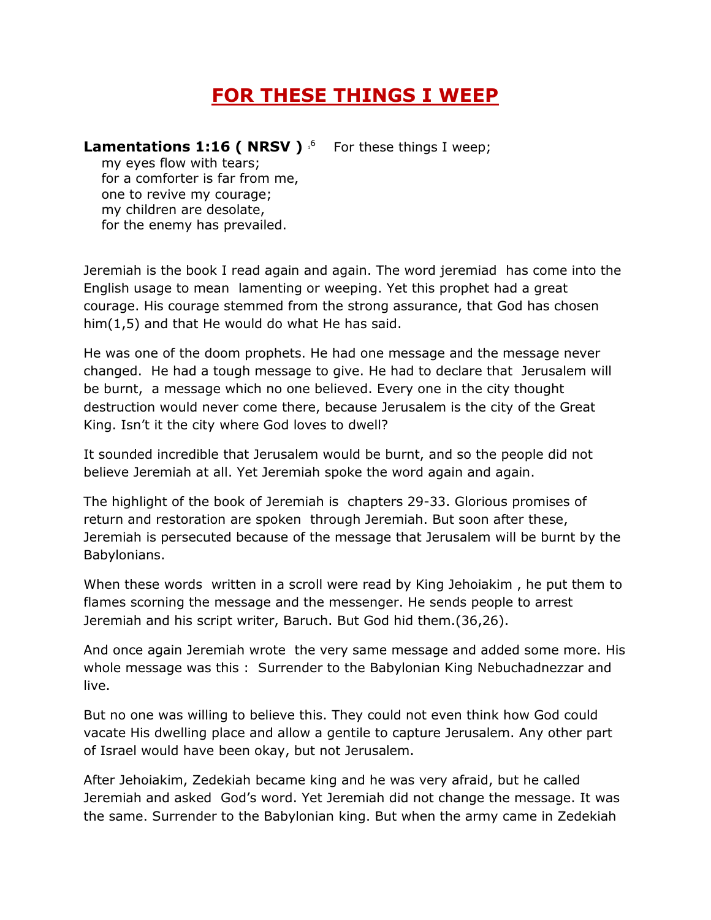# FOR THESE THINGS I WEEP

**Lamentations 1:16 ( NRSV )** [16] For these things I weep;
my eyes flow with tears;
for a comforter is far from me,
one to revive my courage;
my children are desolate,
for the enemy has prevailed.

Jeremiah is the book I read again and again. The word jeremiad has come into the English usage to mean lamenting or weeping. Yet this prophet had a great courage. His courage stemmed from the strong assurance, that God has chosen him(1,5) and that He would do what He has said.

He was one of the doom prophets. He had one message and the message never changed. He had a tough message to give. He had to declare that Jerusalem will be burnt, a message which no one believed. Every one in the city thought destruction would never come there, because Jerusalem is the city of the Great King. Isn't it the city where God loves to dwell?

It sounded incredible that Jerusalem would be burnt, and so the people did not believe Jeremiah at all. Yet Jeremiah spoke the word again and again.

The highlight of the book of Jeremiah is chapters 29-33. Glorious promises of return and restoration are spoken through Jeremiah. But soon after these, Jeremiah is persecuted because of the message that Jerusalem will be burnt by the Babylonians.

When these words written in a scroll were read by King Jehoiakim , he put them to flames scorning the message and the messenger. He sends people to arrest Jeremiah and his script writer, Baruch. But God hid them.(36,26).

And once again Jeremiah wrote the very same message and added some more. His whole message was this : Surrender to the Babylonian King Nebuchadnezzar and live.

But no one was willing to believe this. They could not even think how God could vacate His dwelling place and allow a gentile to capture Jerusalem. Any other part of Israel would have been okay, but not Jerusalem.

After Jehoiakim, Zedekiah became king and he was very afraid, but he called Jeremiah and asked God's word. Yet Jeremiah did not change the message. It was the same. Surrender to the Babylonian king. But when the army came in Zedekiah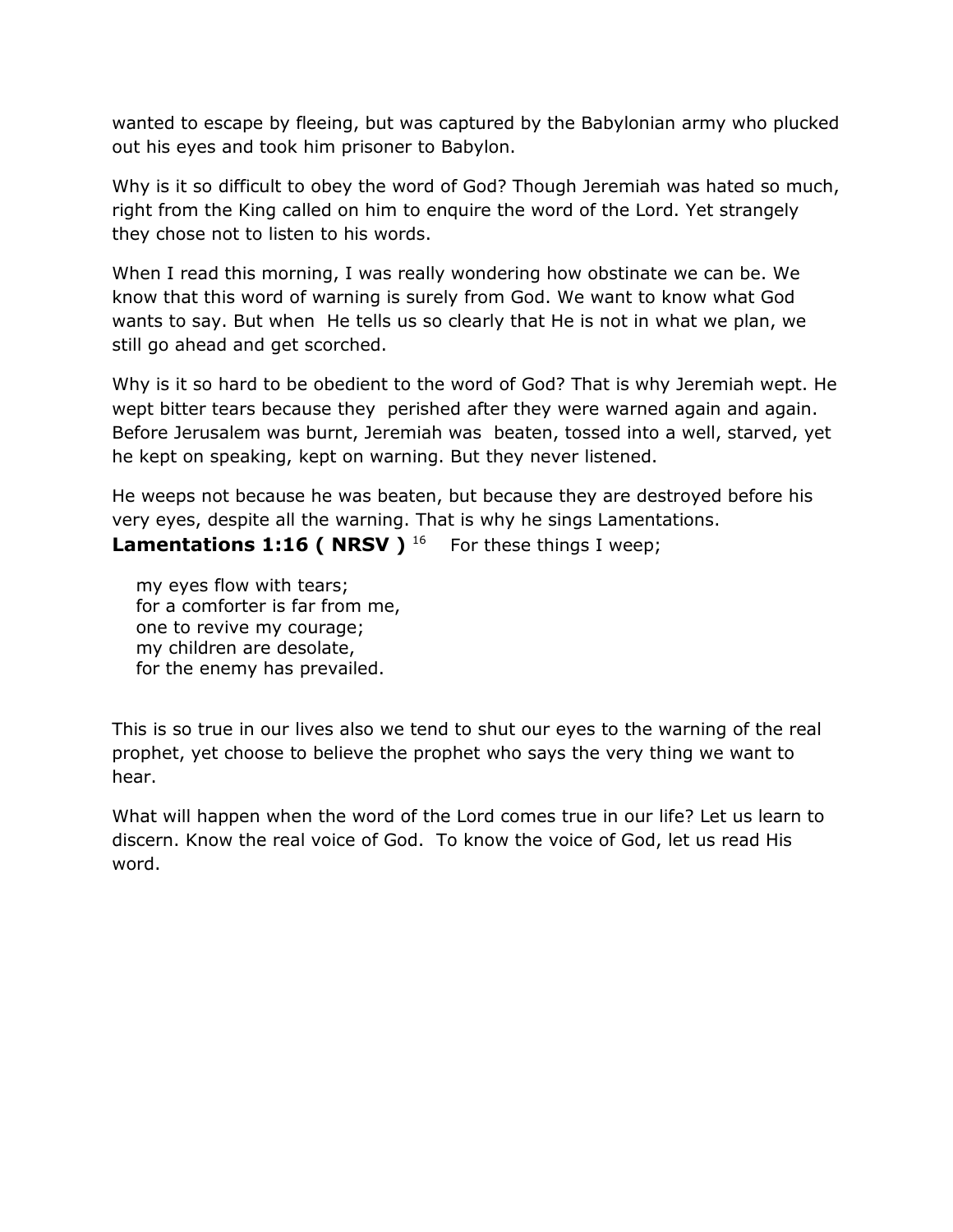wanted to escape by fleeing, but was captured by the Babylonian army who plucked out his eyes and took him prisoner to Babylon.

Why is it so difficult to obey the word of God? Though Jeremiah was hated so much, right from the King called on him to enquire the word of the Lord. Yet strangely they chose not to listen to his words.

When I read this morning, I was really wondering how obstinate we can be. We know that this word of warning is surely from God. We want to know what God wants to say. But when He tells us so clearly that He is not in what we plan, we still go ahead and get scorched.

Why is it so hard to be obedient to the word of God? That is why Jeremiah wept. He wept bitter tears because they perished after they were warned again and again. Before Jerusalem was burnt, Jeremiah was beaten, tossed into a well, starved, yet he kept on speaking, kept on warning. But they never listened.

He weeps not because he was beaten, but because they are destroyed before his very eyes, despite all the warning. That is why he sings Lamentations.

**Lamentations 1:16 ( NRSV )** [16] For these things I weep;

> my eyes flow with tears;
> for a comforter is far from me,
> one to revive my courage;
> my children are desolate,
> for the enemy has prevailed.

This is so true in our lives also we tend to shut our eyes to the warning of the real prophet, yet choose to believe the prophet who says the very thing we want to hear.

What will happen when the word of the Lord comes true in our life? Let us learn to discern. Know the real voice of God. To know the voice of God, let us read His word.